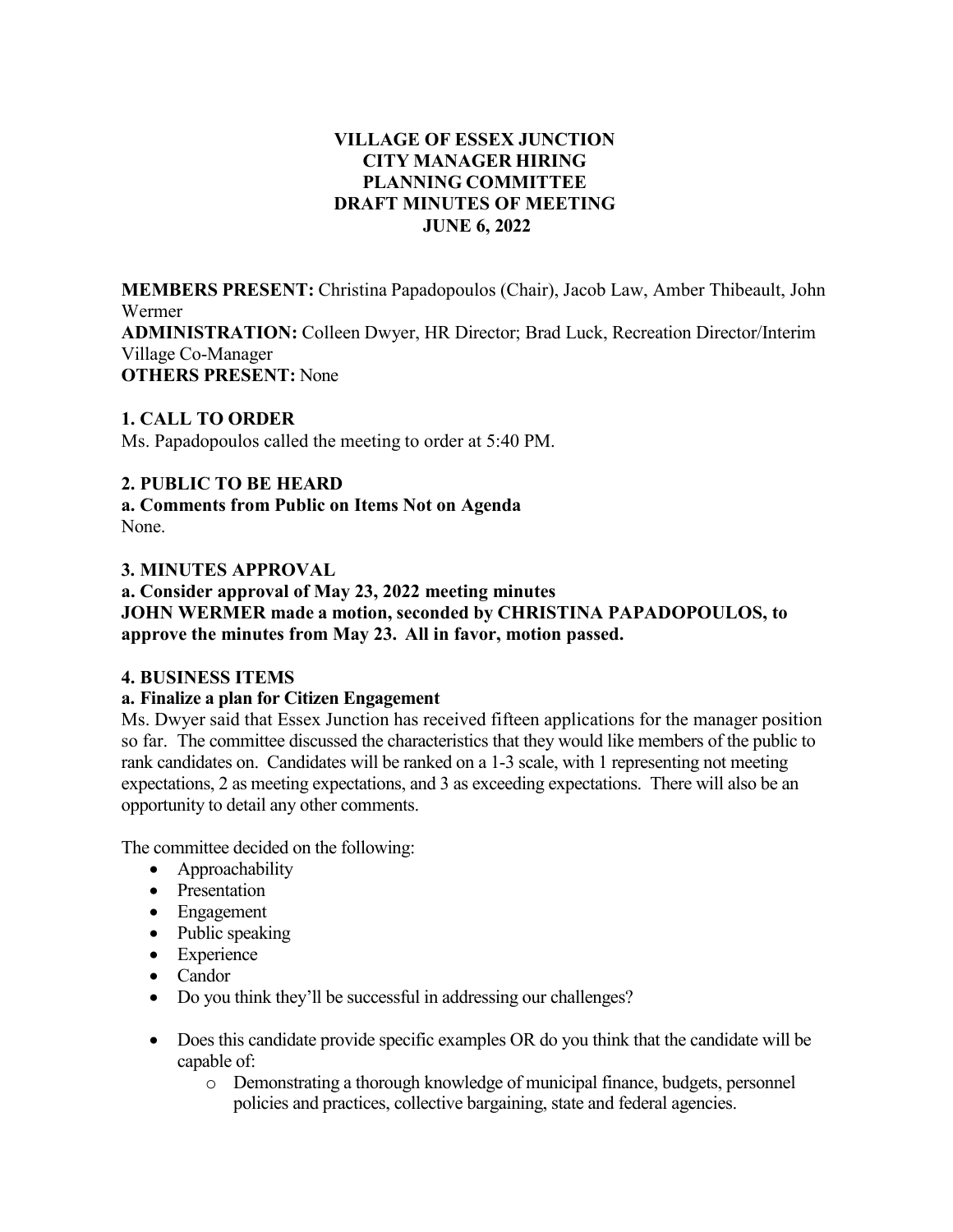# VILLAGE OF ESSEX JUNCTION
# CITY MANAGER HIRING
# PLANNING COMMITTEE
# DRAFT MINUTES OF MEETING
# JUNE 6, 2022

**MEMBERS PRESENT:** Christina Papadopoulos (Chair), Jacob Law, Amber Thibeault, John Wermer
**ADMINISTRATION:** Colleen Dwyer, HR Director; Brad Luck, Recreation Director/Interim Village Co-Manager
**OTHERS PRESENT:** None

## 1. CALL TO ORDER

Ms. Papadopoulos called the meeting to order at 5:40 PM.

## 2. PUBLIC TO BE HEARD

### a. Comments from Public on Items Not on Agenda

None.

## 3. MINUTES APPROVAL

### a. Consider approval of May 23, 2022 meeting minutes

**JOHN WERMER made a motion, seconded by CHRISTINA PAPADOPOULOS, to approve the minutes from May 23. All in favor, motion passed.**

## 4. BUSINESS ITEMS

### a. Finalize a plan for Citizen Engagement

Ms. Dwyer said that Essex Junction has received fifteen applications for the manager position so far. The committee discussed the characteristics that they would like members of the public to rank candidates on. Candidates will be ranked on a 1-3 scale, with 1 representing not meeting expectations, 2 as meeting expectations, and 3 as exceeding expectations. There will also be an opportunity to detail any other comments.

The committee decided on the following:

- Approachability
- Presentation
- Engagement
- Public speaking
- Experience
- Candor
- Do you think they'll be successful in addressing our challenges?

- Does this candidate provide specific examples OR do you think that the candidate will be capable of:
  - Demonstrating a thorough knowledge of municipal finance, budgets, personnel policies and practices, collective bargaining, state and federal agencies.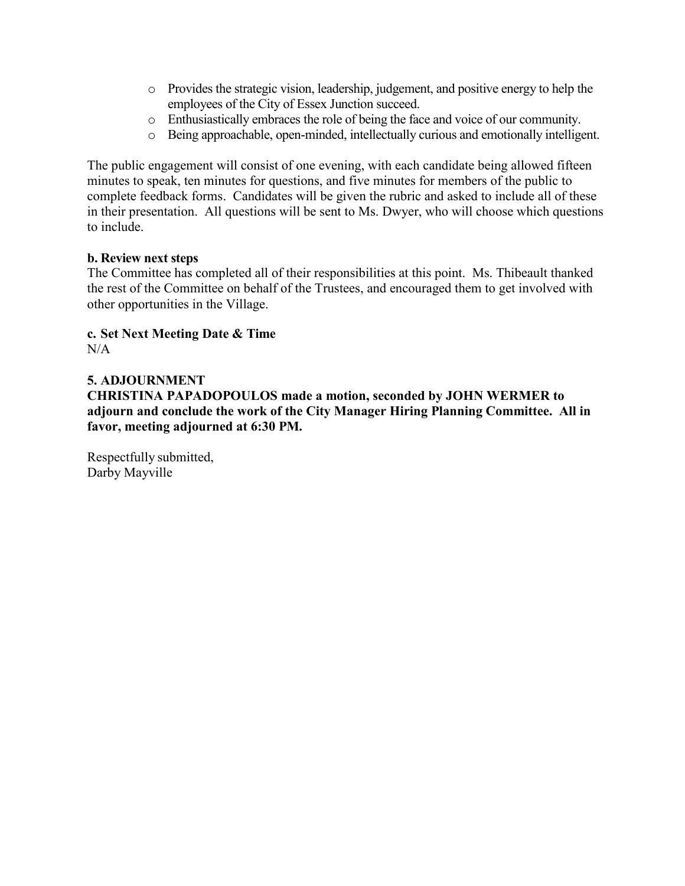- Provides the strategic vision, leadership, judgement, and positive energy to help the employees of the City of Essex Junction succeed.
- Enthusiastically embraces the role of being the face and voice of our community.
- Being approachable, open-minded, intellectually curious and emotionally intelligent.

The public engagement will consist of one evening, with each candidate being allowed fifteen minutes to speak, ten minutes for questions, and five minutes for members of the public to complete feedback forms. Candidates will be given the rubric and asked to include all of these in their presentation. All questions will be sent to Ms. Dwyer, who will choose which questions to include.

**b. Review next steps**

The Committee has completed all of their responsibilities at this point. Ms. Thibeault thanked the rest of the Committee on behalf of the Trustees, and encouraged them to get involved with other opportunities in the Village.

**c. Set Next Meeting Date & Time**

N/A

**5. ADJOURNMENT**

**CHRISTINA PAPADOPOULOS made a motion, seconded by JOHN WERMER to adjourn and conclude the work of the City Manager Hiring Planning Committee. All in favor, meeting adjourned at 6:30 PM.**

Respectfully submitted,
Darby Mayville